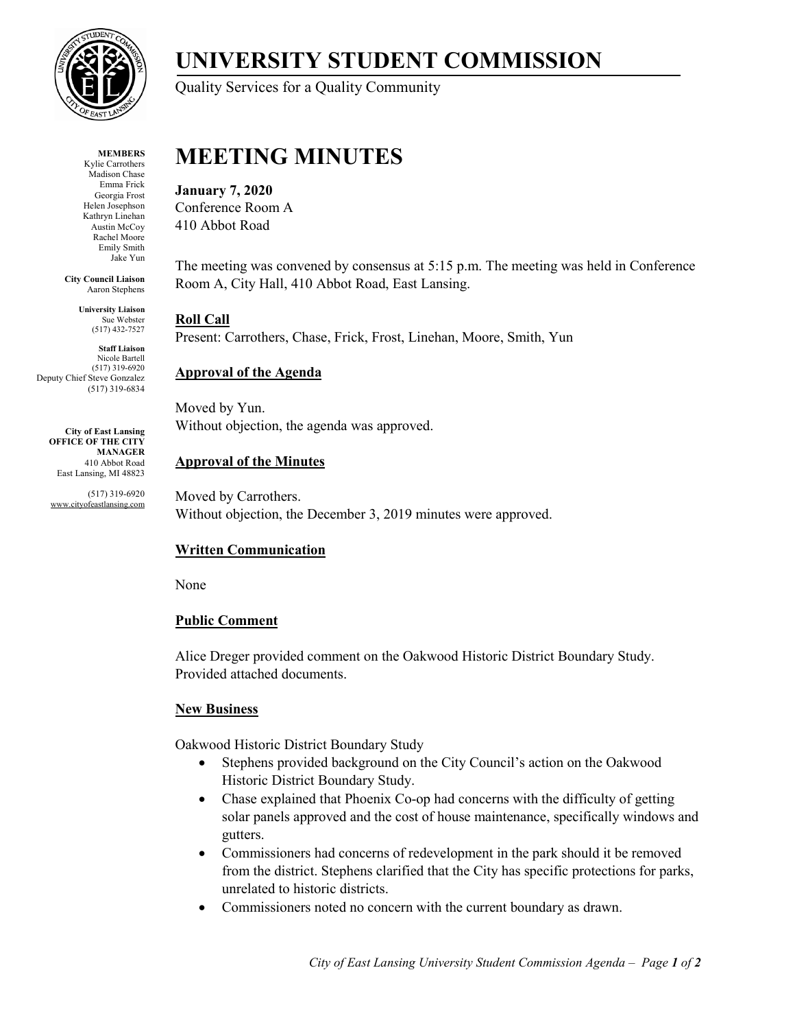# UNIVERSITY STUDENT COMMISSION

Quality Services for a Quality Community

**MEMBERS**
Kylie Carrothers
Madison Chase
Emma Frick
Georgia Frost
Helen Josephson
Kathryn Linehan
Austin McCoy
Rachel Moore
Emily Smith
Jake Yun

**City Council Liaison**
Aaron Stephens

**University Liaison**
Sue Webster
(517) 432-7527

**Staff Liaison**
Nicole Bartell
(517) 319-6920
Deputy Chief Steve Gonzalez
(517) 319-6834

**City of East Lansing**
**OFFICE OF THE CITY MANAGER**
410 Abbot Road
East Lansing, MI 48823

(517) 319-6920
www.cityofeastlansing.com

# MEETING MINUTES

**January 7, 2020**
Conference Room A
410 Abbot Road

The meeting was convened by consensus at 5:15 p.m. The meeting was held in Conference Room A, City Hall, 410 Abbot Road, East Lansing.

## Roll Call

Present: Carrothers, Chase, Frick, Frost, Linehan, Moore, Smith, Yun

## Approval of the Agenda

Moved by Yun.
Without objection, the agenda was approved.

## Approval of the Minutes

Moved by Carrothers.
Without objection, the December 3, 2019 minutes were approved.

## Written Communication

None

## Public Comment

Alice Dreger provided comment on the Oakwood Historic District Boundary Study. Provided attached documents.

## New Business

Oakwood Historic District Boundary Study

- Stephens provided background on the City Council's action on the Oakwood Historic District Boundary Study.
- Chase explained that Phoenix Co-op had concerns with the difficulty of getting solar panels approved and the cost of house maintenance, specifically windows and gutters.
- Commissioners had concerns of redevelopment in the park should it be removed from the district. Stephens clarified that the City has specific protections for parks, unrelated to historic districts.
- Commissioners noted no concern with the current boundary as drawn.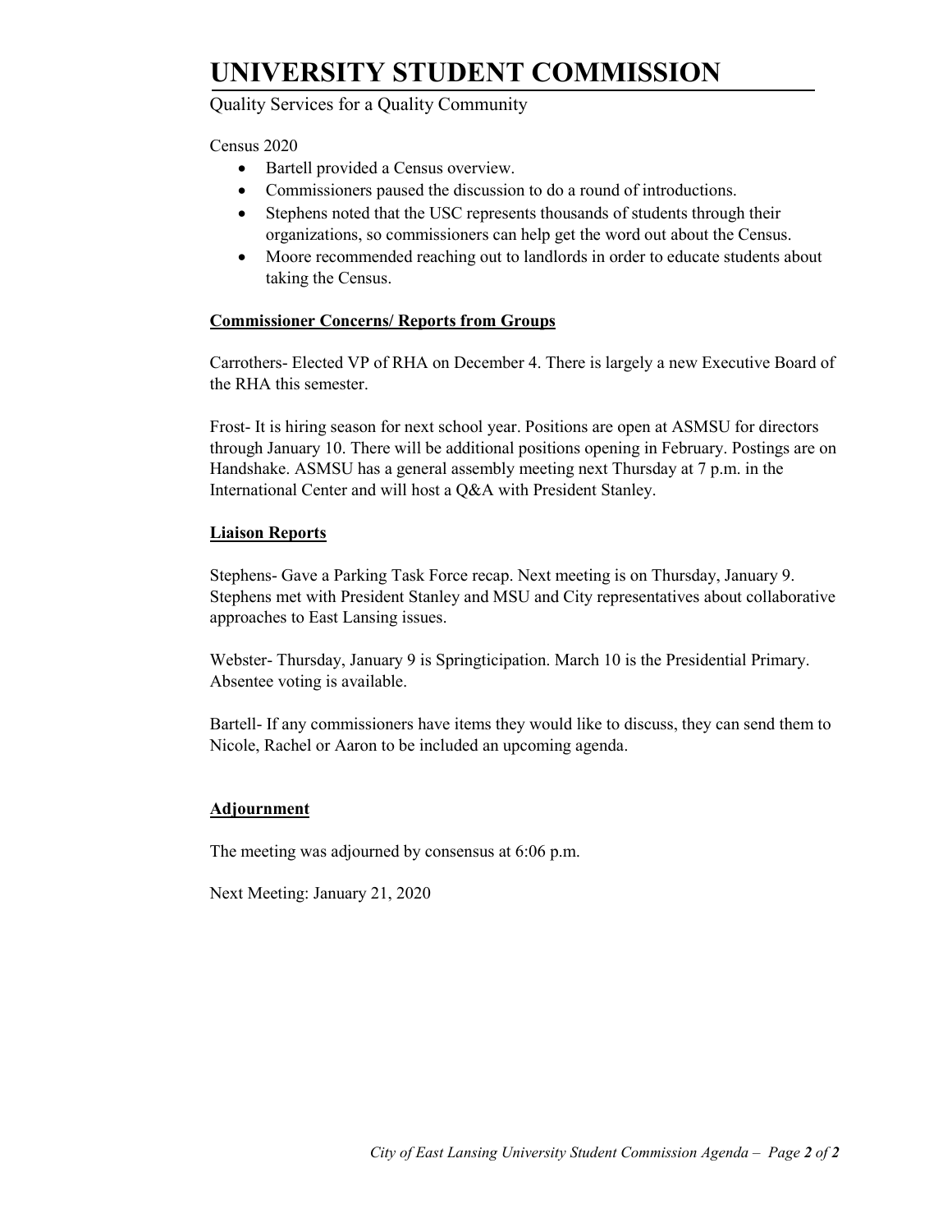# UNIVERSITY STUDENT COMMISSION

Quality Services for a Quality Community

Census 2020

- Bartell provided a Census overview.
- Commissioners paused the discussion to do a round of introductions.
- Stephens noted that the USC represents thousands of students through their organizations, so commissioners can help get the word out about the Census.
- Moore recommended reaching out to landlords in order to educate students about taking the Census.

**Commissioner Concerns/ Reports from Groups**

Carrothers- Elected VP of RHA on December 4. There is largely a new Executive Board of the RHA this semester.

Frost- It is hiring season for next school year. Positions are open at ASMSU for directors through January 10. There will be additional positions opening in February. Postings are on Handshake. ASMSU has a general assembly meeting next Thursday at 7 p.m. in the International Center and will host a Q&A with President Stanley.

**Liaison Reports**

Stephens- Gave a Parking Task Force recap. Next meeting is on Thursday, January 9. Stephens met with President Stanley and MSU and City representatives about collaborative approaches to East Lansing issues.

Webster- Thursday, January 9 is Springticipation. March 10 is the Presidential Primary. Absentee voting is available.

Bartell- If any commissioners have items they would like to discuss, they can send them to Nicole, Rachel or Aaron to be included an upcoming agenda.

**Adjournment**

The meeting was adjourned by consensus at 6:06 p.m.

Next Meeting: January 21, 2020